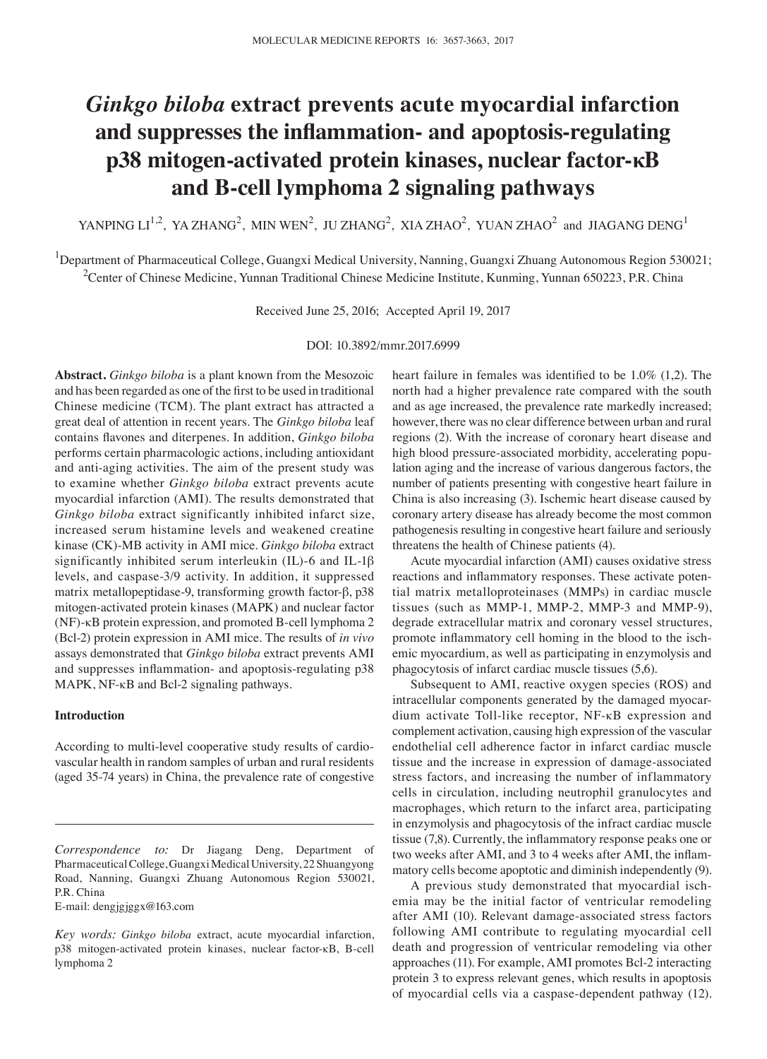# *Ginkgo biloba* extract prevents acute myocardial infarction and suppresses the inflammation- and apoptosis-regulating p38 mitogen-activated protein kinases, nuclear factor-κB and B-cell lymphoma 2 signaling pathways

YANPING LI[1,2], YA ZHANG[2], MIN WEN[2], JU ZHANG[2], XIA ZHAO[2], YUAN ZHAO[2] and JIAGANG DENG[1]

[1]Department of Pharmaceutical College, Guangxi Medical University, Nanning, Guangxi Zhuang Autonomous Region 530021; [2]Center of Chinese Medicine, Yunnan Traditional Chinese Medicine Institute, Kunming, Yunnan 650223, P.R. China

Received June 25, 2016; Accepted April 19, 2017

DOI: 10.3892/mmr.2017.6999

**Abstract.** *Ginkgo biloba* is a plant known from the Mesozoic and has been regarded as one of the first to be used in traditional Chinese medicine (TCM). The plant extract has attracted a great deal of attention in recent years. The *Ginkgo biloba* leaf contains flavones and diterpenes. In addition, *Ginkgo biloba* performs certain pharmacologic actions, including antioxidant and anti-aging activities. The aim of the present study was to examine whether *Ginkgo biloba* extract prevents acute myocardial infarction (AMI). The results demonstrated that *Ginkgo biloba* extract significantly inhibited infarct size, increased serum histamine levels and weakened creatine kinase (CK)-MB activity in AMI mice. *Ginkgo biloba* extract significantly inhibited serum interleukin (IL)-6 and IL-1β levels, and caspase-3/9 activity. In addition, it suppressed matrix metallopeptidase-9, transforming growth factor-β, p38 mitogen-activated protein kinases (MAPK) and nuclear factor (NF)-κB protein expression, and promoted B-cell lymphoma 2 (Bcl-2) protein expression in AMI mice. The results of *in vivo* assays demonstrated that *Ginkgo biloba* extract prevents AMI and suppresses inflammation- and apoptosis-regulating p38 MAPK, NF-κB and Bcl-2 signaling pathways.

## Introduction

According to multi-level cooperative study results of cardiovascular health in random samples of urban and rural residents (aged 35-74 years) in China, the prevalence rate of congestive heart failure in females was identified to be 1.0% (1,2). The north had a higher prevalence rate compared with the south and as age increased, the prevalence rate markedly increased; however, there was no clear difference between urban and rural regions (2). With the increase of coronary heart disease and high blood pressure-associated morbidity, accelerating population aging and the increase of various dangerous factors, the number of patients presenting with congestive heart failure in China is also increasing (3). Ischemic heart disease caused by coronary artery disease has already become the most common pathogenesis resulting in congestive heart failure and seriously threatens the health of Chinese patients (4).

Acute myocardial infarction (AMI) causes oxidative stress reactions and inflammatory responses. These activate potential matrix metalloproteinases (MMPs) in cardiac muscle tissues (such as MMP-1, MMP-2, MMP-3 and MMP-9), degrade extracellular matrix and coronary vessel structures, promote inflammatory cell homing in the blood to the ischemic myocardium, as well as participating in enzymolysis and phagocytosis of infarct cardiac muscle tissues (5,6).

Subsequent to AMI, reactive oxygen species (ROS) and intracellular components generated by the damaged myocardium activate Toll-like receptor, NF-κB expression and complement activation, causing high expression of the vascular endothelial cell adherence factor in infarct cardiac muscle tissue and the increase in expression of damage-associated stress factors, and increasing the number of inflammatory cells in circulation, including neutrophil granulocytes and macrophages, which return to the infarct area, participating in enzymolysis and phagocytosis of the infract cardiac muscle tissue (7,8). Currently, the inflammatory response peaks one or two weeks after AMI, and 3 to 4 weeks after AMI, the inflammatory cells become apoptotic and diminish independently (9).

A previous study demonstrated that myocardial ischemia may be the initial factor of ventricular remodeling after AMI (10). Relevant damage-associated stress factors following AMI contribute to regulating myocardial cell death and progression of ventricular remodeling via other approaches (11). For example, AMI promotes Bcl-2 interacting protein 3 to express relevant genes, which results in apoptosis of myocardial cells via a caspase-dependent pathway (12).

*Correspondence to:* Dr Jiagang Deng, Department of Pharmaceutical College, Guangxi Medical University, 22 Shuangyong Road, Nanning, Guangxi Zhuang Autonomous Region 530021, P.R. China
E-mail: dengjgjggx@163.com

*Key words: Ginkgo biloba* extract, acute myocardial infarction, p38 mitogen-activated protein kinases, nuclear factor-κB, B-cell lymphoma 2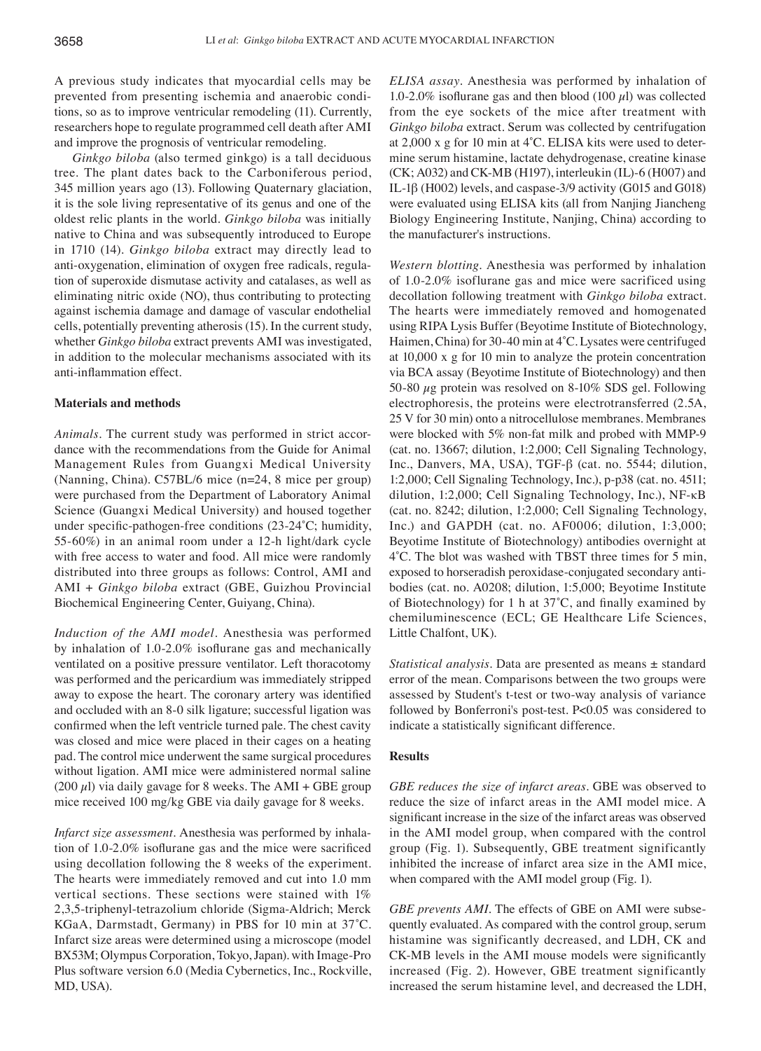A previous study indicates that myocardial cells may be prevented from presenting ischemia and anaerobic conditions, so as to improve ventricular remodeling (11). Currently, researchers hope to regulate programmed cell death after AMI and improve the prognosis of ventricular remodeling.

*Ginkgo biloba* (also termed ginkgo) is a tall deciduous tree. The plant dates back to the Carboniferous period, 345 million years ago (13). Following Quaternary glaciation, it is the sole relic living representative of its genus and one of the oldest relic plants in the world. *Ginkgo biloba* was initially native to China and was subsequently introduced to Europe in 1710 (14). *Ginkgo biloba* extract may directly lead to anti-oxygenation, elimination of oxygen free radicals, regulation of superoxide dismutase activity and catalases, as well as eliminating nitric oxide (NO), thus contributing to protecting against ischemia damage and damage of vascular endothelial cells, potentially preventing atherosis (15). In the current study, whether *Ginkgo biloba* extract prevents AMI was investigated, in addition to the molecular mechanisms associated with its anti-inflammation effect.

## Materials and methods

*Animals.* The current study was performed in strict accordance with the recommendations from the Guide for Animal Management Rules from Guangxi Medical University (Nanning, China). C57BL/6 mice (n=24, 8 mice per group) were purchased from the Department of Laboratory Animal Science (Guangxi Medical University) and housed together under specific-pathogen-free conditions (23-24˚C; humidity, 55-60%) in an animal room under a 12-h light/dark cycle with free access to water and food. All mice were randomly distributed into three groups as follows: Control, AMI and AMI + *Ginkgo biloba* extract (GBE, Guizhou Provincial Biochemical Engineering Center, Guiyang, China).

*Induction of the AMI model.* Anesthesia was performed by inhalation of 1.0-2.0% isoflurane gas and mechanically ventilated on a positive pressure ventilator. Left thoracotomy was performed and the pericardium was immediately stripped away to expose the heart. The coronary artery was identified and occluded with an 8-0 silk ligature; successful ligation was confirmed when the left ventricle turned pale. The chest cavity was closed and mice were placed in their cages on a heating pad. The control mice underwent the same surgical procedures without ligation. AMI mice were administered normal saline (200 $\mu$l) via daily gavage for 8 weeks. The AMI + GBE group mice received 100 mg/kg GBE via daily gavage for 8 weeks.

*Infarct size assessment.* Anesthesia was performed by inhalation of 1.0-2.0% isoflurane gas and the mice were sacrificed using decollation following the 8 weeks of the experiment. The hearts were immediately removed and cut into 1.0 mm vertical sections. These sections were stained with 1% 2,3,5-triphenyl-tetrazolium chloride (Sigma-Aldrich; Merck KGaA, Darmstadt, Germany) in PBS for 10 min at 37˚C. Infarct size areas were determined using a microscope (model BX53M; Olympus Corporation, Tokyo, Japan). with Image-Pro Plus software version 6.0 (Media Cybernetics, Inc., Rockville, MD, USA).

*ELISA assay.* Anesthesia was performed by inhalation of 1.0-2.0% isoflurane gas and then blood (100 $\mu$l) was collected from the eye sockets of the mice after treatment with *Ginkgo biloba* extract. Serum was collected by centrifugation at 2,000 x g for 10 min at 4˚C. ELISA kits were used to determine serum histamine, lactate dehydrogenase, creatine kinase (CK; A032) and CK-MB (H197), interleukin (IL)-6 (H007) and IL-1β (H002) levels, and caspase-3/9 activity (G015 and G018) were evaluated using ELISA kits (all from Nanjing Jiancheng Biology Engineering Institute, Nanjing, China) according to the manufacturer's instructions.

*Western blotting.* Anesthesia was performed by inhalation of 1.0-2.0% isoflurane gas and mice were sacrificed using decollation following treatment with *Ginkgo biloba* extract. The hearts were immediately removed and homogenated using RIPA Lysis Buffer (Beyotime Institute of Biotechnology, Haimen, China) for 30-40 min at 4˚C. Lysates were centrifuged at 10,000 x g for 10 min to analyze the protein concentration via BCA assay (Beyotime Institute of Biotechnology) and then 50-80 $\mu$g protein was resolved on 8-10% SDS gel. Following electrophoresis, the proteins were electrotransferred (2.5A, 25 V for 30 min) onto a nitrocellulose membranes. Membranes were blocked with 5% non-fat milk and probed with MMP-9 (cat. no. 13667; dilution, 1:2,000; Cell Signaling Technology, Inc., Danvers, MA, USA), TGF-β (cat. no. 5544; dilution, 1:2,000; Cell Signaling Technology, Inc.), p-p38 (cat. no. 4511; dilution, 1:2,000; Cell Signaling Technology, Inc.), NF-κB (cat. no. 8242; dilution, 1:2,000; Cell Signaling Technology, Inc.) and GAPDH (cat. no. AF0006; dilution, 1:3,000; Beyotime Institute of Biotechnology) antibodies overnight at 4˚C. The blot was washed with TBST three times for 5 min, exposed to horseradish peroxidase-conjugated secondary antibodies (cat. no. A0208; dilution, 1:5,000; Beyotime Institute of Biotechnology) for 1 h at 37˚C, and finally examined by chemiluminescence (ECL; GE Healthcare Life Sciences, Little Chalfont, UK).

*Statistical analysis.* Data are presented as means ± standard error of the mean. Comparisons between the two groups were assessed by Student's t-test or two-way analysis of variance followed by Bonferroni's post-test. P<0.05 was considered to indicate a statistically significant difference.

## Results

*GBE reduces the size of infarct areas.* GBE was observed to reduce the size of infarct areas in the AMI model mice. A significant increase in the size of the infarct areas was observed in the AMI model group, when compared with the control group (Fig. 1). Subsequently, GBE treatment significantly inhibited the increase of infarct area size in the AMI mice, when compared with the AMI model group (Fig. 1).

*GBE prevents AMI.* The effects of GBE on AMI were subsequently evaluated. As compared with the control group, serum histamine was significantly decreased, and LDH, CK and CK-MB levels in the AMI mouse models were significantly increased (Fig. 2). However, GBE treatment significantly increased the serum histamine level, and decreased the LDH,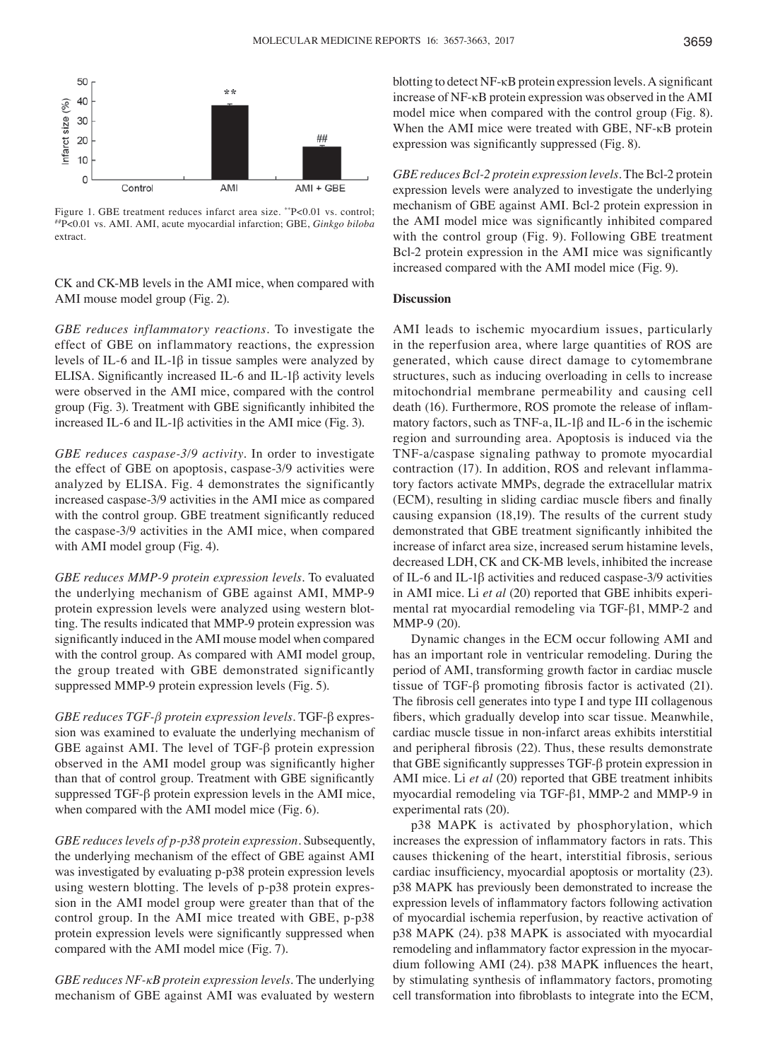Figure 1. GBE treatment reduces infarct area size. **P<0.01 vs. control; ##P<0.01 vs. AMI. AMI, acute myocardial infarction; GBE, *Ginkgo biloba* extract.

CK and CK-MB levels in the AMI mice, when compared with AMI mouse model group (Fig. 2).

*GBE reduces inflammatory reactions.* To investigate the effect of GBE on inflammatory reactions, the expression levels of IL-6 and IL-1β in tissue samples were analyzed by ELISA. Significantly increased IL-6 and IL-1β activity levels were observed in the AMI mice, compared with the control group (Fig. 3). Treatment with GBE significantly inhibited the increased IL-6 and IL-1β activities in the AMI mice (Fig. 3).

*GBE reduces caspase-3/9 activity.* In order to investigate the effect of GBE on apoptosis, caspase-3/9 activities were analyzed by ELISA. Fig. 4 demonstrates the significantly increased caspase-3/9 activities in the AMI mice as compared with the control group. GBE treatment significantly reduced the caspase-3/9 activities in the AMI mice, when compared with AMI model group (Fig. 4).

*GBE reduces MMP-9 protein expression levels.* To evaluated the underlying mechanism of GBE against AMI, MMP-9 protein expression levels were analyzed using western blotting. The results indicated that MMP-9 protein expression was significantly induced in the AMI mouse model when compared with the control group. As compared with AMI model group, the group treated with GBE demonstrated significantly suppressed MMP-9 protein expression levels (Fig. 5).

*GBE reduces TGF-β protein expression levels.* TGF-β expression was examined to evaluate the underlying mechanism of GBE against AMI. The level of TGF-β protein expression observed in the AMI model group was significantly higher than that of control group. Treatment with GBE significantly suppressed TGF-β protein expression levels in the AMI mice, when compared with the AMI model mice (Fig. 6).

*GBE reduces levels of p-p38 protein expression.* Subsequently, the underlying mechanism of the effect of GBE against AMI was investigated by evaluating p-p38 protein expression levels using western blotting. The levels of p-p38 protein expression in the AMI model group were greater than that of the control group. In the AMI mice treated with GBE, p-p38 protein expression levels were significantly suppressed when compared with the AMI model mice (Fig. 7).

*GBE reduces NF-κB protein expression levels.* The underlying mechanism of GBE against AMI was evaluated by western blotting to detect NF-κB protein expression levels. A significant increase of NF-κB protein expression was observed in the AMI model mice when compared with the control group (Fig. 8). When the AMI mice were treated with GBE, NF-κB protein expression was significantly suppressed (Fig. 8).

*GBE reduces Bcl-2 protein expression levels.* The Bcl-2 protein expression levels were analyzed to investigate the underlying mechanism of GBE against AMI. Bcl-2 protein expression in the AMI model mice was significantly inhibited compared with the control group (Fig. 9). Following GBE treatment Bcl-2 protein expression in the AMI mice was significantly increased compared with the AMI model mice (Fig. 9).

## Discussion

AMI leads to ischemic myocardium issues, particularly in the reperfusion area, where large quantities of ROS are generated, which cause direct damage to cytomembrane structures, such as inducing overloading in cells to increase mitochondrial membrane permeability and causing cell death (16). Furthermore, ROS promote the release of inflammatory factors, such as TNF-a, IL-1β and IL-6 in the ischemic region and surrounding area. Apoptosis is induced via the TNF-a/caspase signaling pathway to promote myocardial contraction (17). In addition, ROS and relevant inflammatory factors activate MMPs, degrade the extracellular matrix (ECM), resulting in sliding cardiac muscle fibers and finally causing expansion (18,19). The results of the current study demonstrated that GBE treatment significantly inhibited the increase of infarct area size, increased serum histamine levels, decreased LDH, CK and CK-MB levels, inhibited the increase of IL-6 and IL-1β activities and reduced caspase-3/9 activities in AMI mice. Li *et al* (20) reported that GBE inhibits experimental rat myocardial remodeling via TGF-β1, MMP-2 and MMP-9 (20).

Dynamic changes in the ECM occur following AMI and has an important role in ventricular remodeling. During the period of AMI, transforming growth factor in cardiac muscle tissue of TGF-β promoting fibrosis factor is activated (21). The fibrosis cell generates into type I and type III collagenous fibers, which gradually develop into scar tissue. Meanwhile, cardiac muscle tissue in non-infarct areas exhibits interstitial and peripheral fibrosis (22). Thus, these results demonstrate that GBE significantly suppresses TGF-β protein expression in AMI mice. Li *et al* (20) reported that GBE treatment inhibits myocardial remodeling via TGF-β1, MMP-2 and MMP-9 in experimental rats (20).

p38 MAPK is activated by phosphorylation, which increases the expression of inflammatory factors in rats. This causes thickening of the heart, interstitial fibrosis, serious cardiac insufficiency, myocardial apoptosis or mortality (23). p38 MAPK has previously been demonstrated to increase the expression levels of inflammatory factors following activation of myocardial ischemia reperfusion, by reactive activation of p38 MAPK (24). p38 MAPK is associated with myocardial remodeling and inflammatory factor expression in the myocardium following AMI (24). p38 MAPK influences the heart, by stimulating synthesis of inflammatory factors, promoting cell transformation into fibroblasts to integrate into the ECM,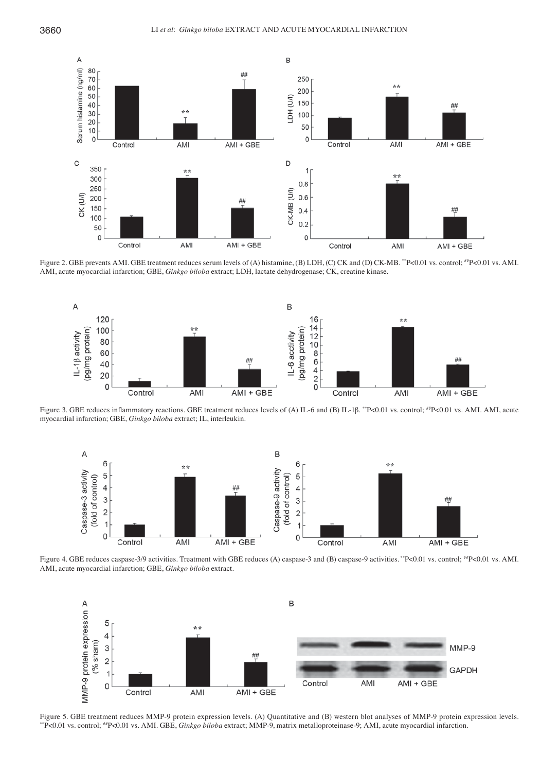Figure 2. GBE prevents AMI. GBE treatment reduces serum levels of (A) histamine, (B) LDH, (C) CK and (D) CK-MB. **P<0.01 vs. control; ##P<0.01 vs. AMI. AMI, acute myocardial infarction; GBE, *Ginkgo biloba* extract; LDH, lactate dehydrogenase; CK, creatine kinase.

Figure 3. GBE reduces inflammatory reactions. GBE treatment reduces levels of (A) IL-6 and (B) IL-1β. **P<0.01 vs. control; ##P<0.01 vs. AMI. AMI, acute myocardial infarction; GBE, *Ginkgo biloba* extract; IL, interleukin.

Figure 4. GBE reduces caspase-3/9 activities. Treatment with GBE reduces (A) caspase-3 and (B) caspase-9 activities. **P<0.01 vs. control; ##P<0.01 vs. AMI. AMI, acute myocardial infarction; GBE, *Ginkgo biloba* extract.

Figure 5. GBE treatment reduces MMP-9 protein expression levels. (A) Quantitative and (B) western blot analyses of MMP-9 protein expression levels. **P<0.01 vs. control; ##P<0.01 vs. AMI. GBE, *Ginkgo biloba* extract; MMP-9, matrix metalloproteinase-9; AMI, acute myocardial infarction.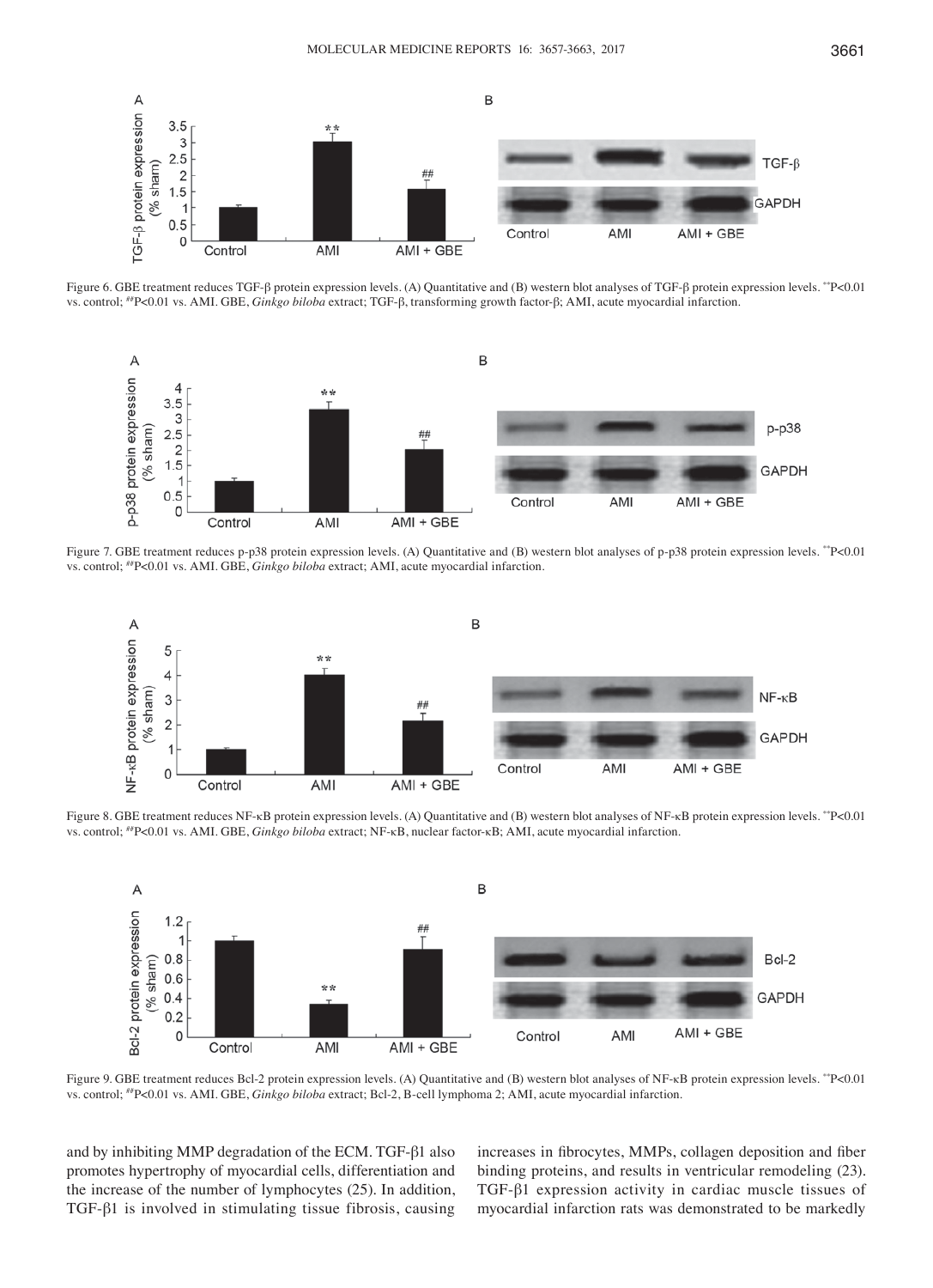Figure 6. GBE treatment reduces TGF-β protein expression levels. (A) Quantitative and (B) western blot analyses of TGF-β protein expression levels. **P<0.01 vs. control; ##P<0.01 vs. AMI. GBE, *Ginkgo biloba* extract; TGF-β, transforming growth factor-β; AMI, acute myocardial infarction.

Figure 7. GBE treatment reduces p-p38 protein expression levels. (A) Quantitative and (B) western blot analyses of p-p38 protein expression levels. **P<0.01 vs. control; ##P<0.01 vs. AMI. GBE, *Ginkgo biloba* extract; AMI, acute myocardial infarction.

Figure 8. GBE treatment reduces NF-κB protein expression levels. (A) Quantitative and (B) western blot analyses of NF-κB protein expression levels. **P<0.01 vs. control; ##P<0.01 vs. AMI. GBE, *Ginkgo biloba* extract; NF-κB, nuclear factor-κB; AMI, acute myocardial infarction.

Figure 9. GBE treatment reduces Bcl-2 protein expression levels. (A) Quantitative and (B) western blot analyses of NF-κB protein expression levels. **P<0.01 vs. control; ##P<0.01 vs. AMI. GBE, *Ginkgo biloba* extract; Bcl-2, B-cell lymphoma 2; AMI, acute myocardial infarction.

and by inhibiting MMP degradation of the ECM. TGF-β1 also promotes hypertrophy of myocardial cells, differentiation and the increase of the number of lymphocytes (25). In addition, TGF-β1 is involved in stimulating tissue fibrosis, causing increases in fibrocytes, MMPs, collagen deposition and fiber binding proteins, and results in ventricular remodeling (23). TGF-β1 expression activity in cardiac muscle tissues of myocardial infarction rats was demonstrated to be markedly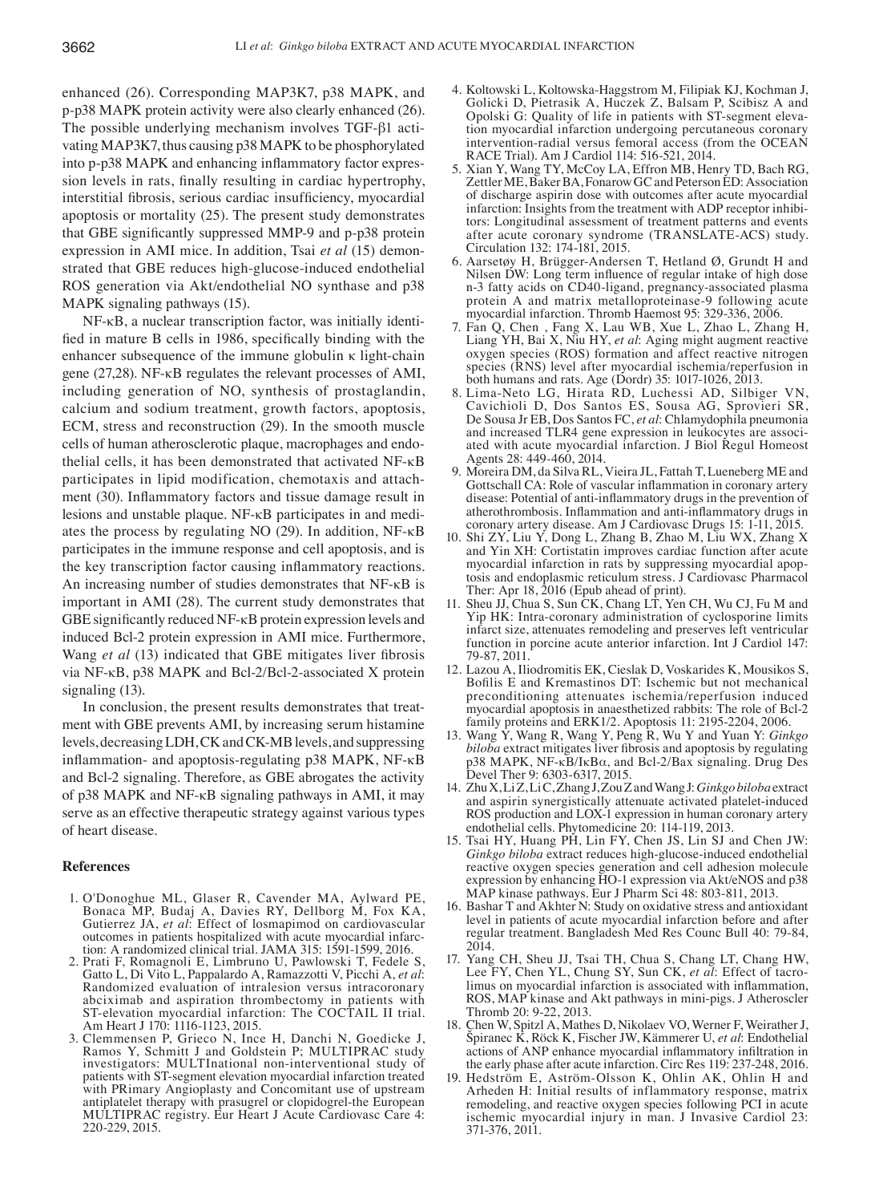enhanced (26). Corresponding MAP3K7, p38 MAPK, and p-p38 MAPK protein activity were also clearly enhanced (26). The possible underlying mechanism involves TGF-β1 activating MAP3K7, thus causing p38 MAPK to be phosphorylated into p-p38 MAPK and enhancing inflammatory factor expression levels in rats, finally resulting in cardiac hypertrophy, interstitial fibrosis, serious cardiac insufficiency, myocardial apoptosis or mortality (25). The present study demonstrates that GBE significantly suppressed MMP-9 and p-p38 protein expression in AMI mice. In addition, Tsai *et al* (15) demonstrated that GBE reduces high-glucose-induced endothelial ROS generation via Akt/endothelial NO synthase and p38 MAPK signaling pathways (15).

NF-κB, a nuclear transcription factor, was initially identified in mature B cells in 1986, specifically binding with the enhancer subsequence of the immune globulin κ light-chain gene (27,28). NF-κB regulates the relevant processes of AMI, including generation of NO, synthesis of prostaglandin, calcium and sodium treatment, growth factors, apoptosis, ECM, stress and reconstruction (29). In the smooth muscle cells of human atherosclerotic plaque, macrophages and endothelial cells, it has been demonstrated that activated NF-κB participates in lipid modification, chemotaxis and attachment (30). Inflammatory factors and tissue damage result in lesions and unstable plaque. NF-κB participates in and mediates the process by regulating NO (29). In addition, NF-κB participates in the immune response and cell apoptosis, and is the key transcription factor causing inflammatory reactions. An increasing number of studies demonstrates that NF-κB is important in AMI (28). The current study demonstrates that GBE significantly reduced NF-κB protein expression levels and induced Bcl-2 protein expression in AMI mice. Furthermore, Wang *et al* (13) indicated that GBE mitigates liver fibrosis via NF-κB, p38 MAPK and Bcl-2/Bcl-2-associated X protein signaling (13).

In conclusion, the present results demonstrates that treatment with GBE prevents AMI, by increasing serum histamine levels, decreasing LDH, CK and CK-MB levels, and suppressing inflammation- and apoptosis-regulating p38 MAPK, NF-κB and Bcl-2 signaling. Therefore, as GBE abrogates the activity of p38 MAPK and NF-κB signaling pathways in AMI, it may serve as an effective therapeutic strategy against various types of heart disease.

## References

1. O'Donoghue ML, Glaser R, Cavender MA, Aylward PE, Bonaca MP, Budaj A, Davies RY, Dellborg M, Fox KA, Gutierrez JA, *et al*: Effect of losmapimod on cardiovascular outcomes in patients hospitalized with acute myocardial infarction: A randomized clinical trial. JAMA 315: 1591-1599, 2016.
2. Prati F, Romagnoli E, Limbruno U, Pawlowski T, Fedele S, Gatto L, Di Vito L, Pappalardo A, Ramazzotti V, Picchi A, *et al*: Randomized evaluation of intralesion versus intracoronary abciximab and aspiration thrombectomy in patients with ST-elevation myocardial infarction: The COCTAIL II trial. Am Heart J 170: 1116-1123, 2015.
3. Clemmensen P, Grieco N, Ince H, Danchi N, Goedicke J, Ramos Y, Schmitt J and Goldstein P; MULTIPRAC study investigators: MULTInational non-interventional study of patients with ST-segment elevation myocardial infarction treated with PRimary Angioplasty and Concomitant use of upstream antiplatelet therapy with prasugrel or clopidogrel-the European MULTIPRAC registry. Eur Heart J Acute Cardiovasc Care 4: 220-229, 2015.
4. Koltowski L, Koltowska-Haggstrom M, Filipiak KJ, Kochman J, Golicki D, Pietrasik A, Huczek Z, Balsam P, Scibisz A and Opolski G: Quality of life in patients with ST-segment elevation myocardial infarction undergoing percutaneous coronary intervention-radial versus femoral access (from the OCEAN RACE Trial). Am J Cardiol 114: 516-521, 2014.
5. Xian Y, Wang TY, McCoy LA, Effron MB, Henry TD, Bach RG, Zettler ME, Baker BA, Fonarow GC and Peterson ED: Association of discharge aspirin dose with outcomes after acute myocardial infarction: Insights from the treatment with ADP receptor inhibitors: Longitudinal assessment of treatment patterns and events after acute coronary syndrome (TRANSLATE-ACS) study. Circulation 132: 174-181, 2015.
6. Aarsetøy H, Brügger-Andersen T, Hetland Ø, Grundt H and Nilsen DW: Long term influence of regular intake of high dose n-3 fatty acids on CD40-ligand, pregnancy-associated plasma protein A and matrix metalloproteinase-9 following acute myocardial infarction. Thromb Haemost 95: 329-336, 2006.
7. Fan Q, Chen , Fang X, Lau WB, Xue L, Zhao L, Zhang H, Liang YH, Bai X, Niu HY, *et al*: Aging might augment reactive oxygen species (ROS) formation and affect reactive nitrogen species (RNS) level after myocardial ischemia/reperfusion in both humans and rats. Age (Dordr) 35: 1017-1026, 2013.
8. Lima-Neto LG, Hirata RD, Luchessi AD, Silbiger VN, Cavichioli D, Dos Santos ES, Sousa AG, Sprovieri SR, De Sousa Jr EB, Dos Santos FC, *et al*: Chlamydophila pneumonia and increased TLR4 gene expression in leukocytes are associated with acute myocardial infarction. J Biol Regul Homeost Agents 28: 449-460, 2014.
9. Moreira DM, da Silva RL, Vieira JL, Fattah T, Lueneberg ME and Gottschall CA: Role of vascular inflammation in coronary artery disease: Potential of anti-inflammatory drugs in the prevention of atherothrombosis. Inflammation and anti-inflammatory drugs in coronary artery disease. Am J Cardiovasc Drugs 15: 1-11, 2015.
10. Shi ZY, Liu Y, Dong L, Zhang B, Zhao M, Liu WX, Zhang X and Yin XH: Cortistatin improves cardiac function after acute myocardial infarction in rats by suppressing myocardial apoptosis and endoplasmic reticulum stress. J Cardiovasc Pharmacol Ther: Apr 18, 2016 (Epub ahead of print).
11. Sheu JJ, Chua S, Sun CK, Chang LT, Yen CH, Wu CJ, Fu M and Yip HK: Intra-coronary administration of cyclosporine limits infarct size, attenuates remodeling and preserves left ventricular function in porcine acute anterior infarction. Int J Cardiol 147: 79-87, 2011.
12. Lazou A, Iliodromitis EK, Cieslak D, Voskarides K, Mousikos S, Bofilis E and Kremastinos DT: Ischemic but not mechanical preconditioning attenuates ischemia/reperfusion induced myocardial apoptosis in anaesthetized rabbits: The role of Bcl-2 family proteins and ERK1/2. Apoptosis 11: 2195-2204, 2006.
13. Wang Y, Wang R, Wang Y, Peng R, Wu Y and Yuan Y: *Ginkgo biloba* extract mitigates liver fibrosis and apoptosis by regulating p38 MAPK, NF-κB/IκBα, and Bcl-2/Bax signaling. Drug Des Devel Ther 9: 6303-6317, 2015.
14. Zhu X, Li Z, Li C, Zhang J, Zou Z and Wang J: *Ginkgo biloba* extract and aspirin synergistically attenuate activated platelet-induced ROS production and LOX-1 expression in human coronary artery endothelial cells. Phytomedicine 20: 114-119, 2013.
15. Tsai HY, Huang PH, Lin FY, Chen JS, Lin SJ and Chen JW: *Ginkgo biloba* extract reduces high-glucose-induced endothelial reactive oxygen species generation and cell adhesion molecule expression by enhancing HO-1 expression via Akt/eNOS and p38 MAP kinase pathways. Eur J Pharm Sci 48: 803-811, 2013.
16. Bashar T and Akhter N: Study on oxidative stress and antioxidant level in patients of acute myocardial infarction before and after regular treatment. Bangladesh Med Res Counc Bull 40: 79-84, 2014.
17. Yang CH, Sheu JJ, Tsai TH, Chua S, Chang LT, Chang HW, Lee FY, Chen YL, Chung SY, Sun CK, *et al*: Effect of tacrolimus on myocardial infarction is associated with inflammation, ROS, MAP kinase and Akt pathways in mini-pigs. J Atheroscler Thromb 20: 9-22, 2013.
18. Chen W, Spitzl A, Mathes D, Nikolaev VO, Werner F, Weirather J, Špiranec K, Röck K, Fischer JW, Kämmerer U, *et al*: Endothelial actions of ANP enhance myocardial inflammatory infiltration in the early phase after acute infarction. Circ Res 119: 237-248, 2016.
19. Hedström E, Aström-Olsson K, Ohlin AK, Ohlin H and Arheden H: Initial results of inflammatory response, matrix remodeling, and reactive oxygen species following PCI in acute ischemic myocardial injury in man. J Invasive Cardiol 23: 371-376, 2011.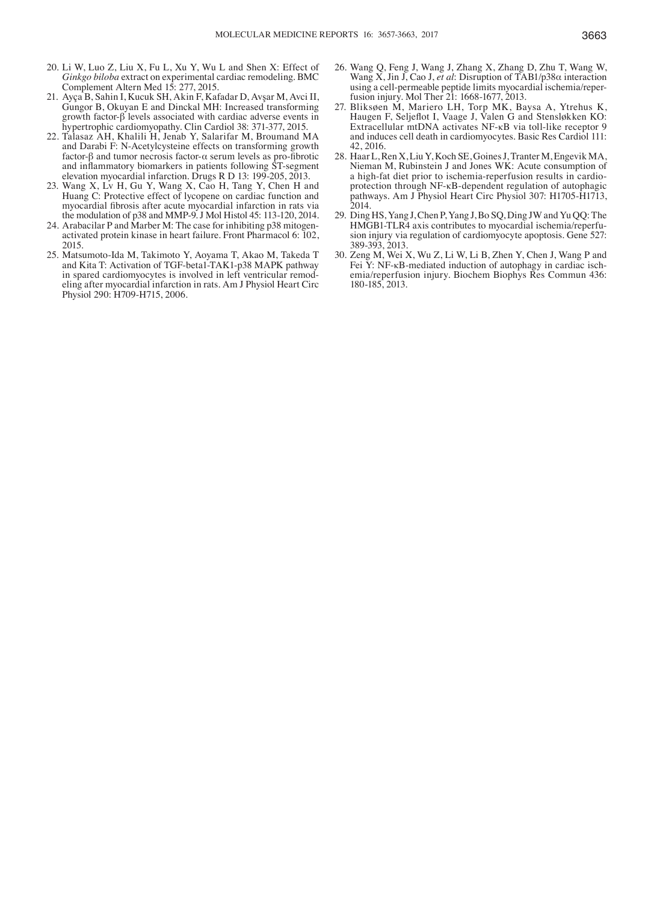20. Li W, Luo Z, Liu X, Fu L, Xu Y, Wu L and Shen X: Effect of *Ginkgo biloba* extract on experimental cardiac remodeling. BMC Complement Altern Med 15: 277, 2015.
21. Ayça B, Sahin I, Kucuk SH, Akin F, Kafadar D, Avşar M, Avci II, Gungor B, Okuyan E and Dinckal MH: Increased transforming growth factor-β levels associated with cardiac adverse events in hypertrophic cardiomyopathy. Clin Cardiol 38: 371-377, 2015.
22. Talasaz AH, Khalili H, Jenab Y, Salarifar M, Broumand MA and Darabi F: N-Acetylcysteine effects on transforming growth factor-β and tumor necrosis factor-α serum levels as pro-fibrotic and inflammatory biomarkers in patients following ST-segment elevation myocardial infarction. Drugs R D 13: 199-205, 2013.
23. Wang X, Lv H, Gu Y, Wang X, Cao H, Tang Y, Chen H and Huang C: Protective effect of lycopene on cardiac function and myocardial fibrosis after acute myocardial infarction in rats via the modulation of p38 and MMP-9. J Mol Histol 45: 113-120, 2014.
24. Arabacilar P and Marber M: The case for inhibiting p38 mitogen-activated protein kinase in heart failure. Front Pharmacol 6: 102, 2015.
25. Matsumoto-Ida M, Takimoto Y, Aoyama T, Akao M, Takeda T and Kita T: Activation of TGF-beta1-TAK1-p38 MAPK pathway in spared cardiomyocytes is involved in left ventricular remodeling after myocardial infarction in rats. Am J Physiol Heart Circ Physiol 290: H709-H715, 2006.
26. Wang Q, Feng J, Wang J, Zhang X, Zhang D, Zhu T, Wang W, Wang X, Jin J, Cao J, *et al*: Disruption of TAB1/p38α interaction using a cell-permeable peptide limits myocardial ischemia/reperfusion injury. Mol Ther 21: 1668-1677, 2013.
27. Bliksøen M, Mariero LH, Torp MK, Baysa A, Ytrehus K, Haugen F, Seljeflot I, Vaage J, Valen G and Stensløkken KO: Extracellular mtDNA activates NF-κB via toll-like receptor 9 and induces cell death in cardiomyocytes. Basic Res Cardiol 111: 42, 2016.
28. Haar L, Ren X, Liu Y, Koch SE, Goines J, Tranter M, Engevik MA, Nieman M, Rubinstein J and Jones WK: Acute consumption of a high-fat diet prior to ischemia-reperfusion results in cardioprotection through NF-κB-dependent regulation of autophagic pathways. Am J Physiol Heart Circ Physiol 307: H1705-H1713, 2014.
29. Ding HS, Yang J, Chen P, Yang J, Bo SQ, Ding JW and Yu QQ: The HMGB1-TLR4 axis contributes to myocardial ischemia/reperfusion injury via regulation of cardiomyocyte apoptosis. Gene 527: 389-393, 2013.
30. Zeng M, Wei X, Wu Z, Li W, Li B, Zhen Y, Chen J, Wang P and Fei Y: NF-κB-mediated induction of autophagy in cardiac ischemia/reperfusion injury. Biochem Biophys Res Commun 436: 180-185, 2013.